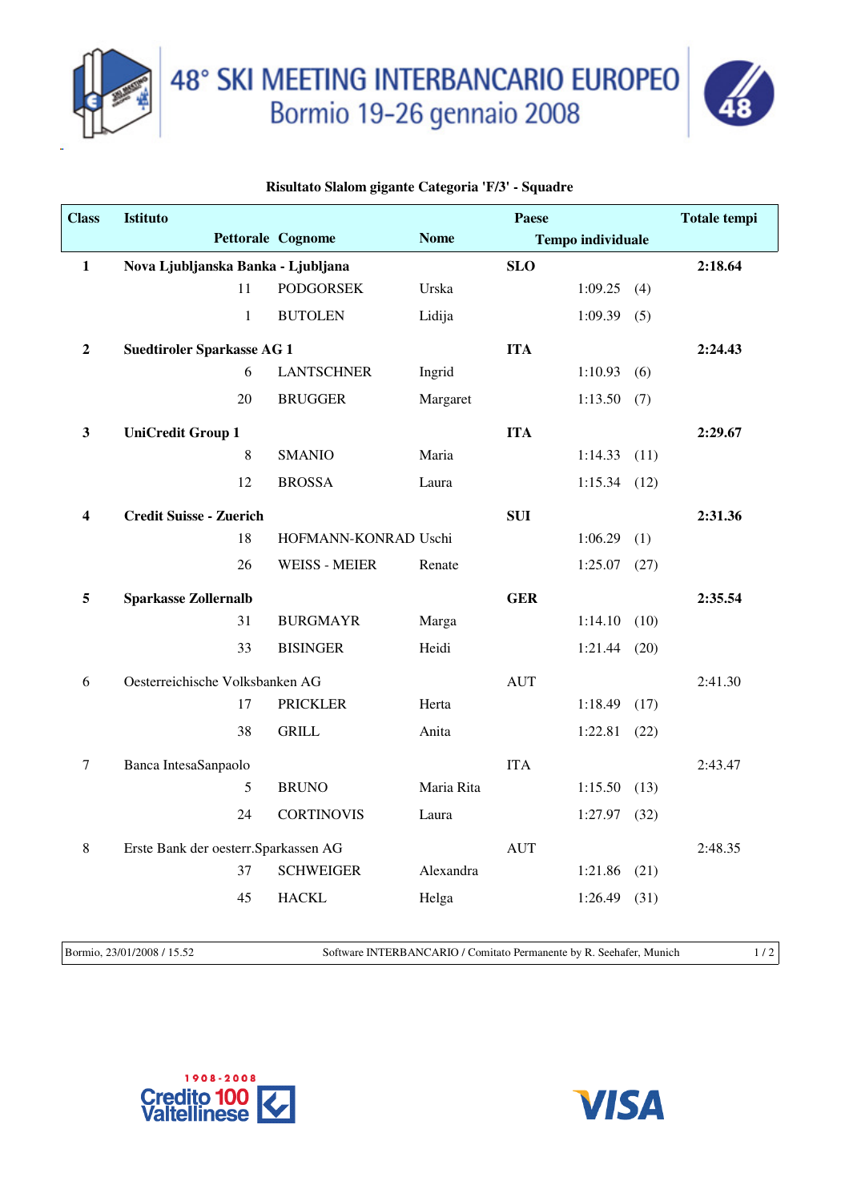# 48° SKI MEETING INTERBANCARIO EUROPEO
## Bormio 19-26 gennaio 2008

**Risultato Slalom gigante Categoria 'F/3' - Squadre**

| Class | Istituto | | | Paese | | | Totale tempi |
|---|---|---|---|---|---|---|---|
| | Pettorale | Cognome | Nome | | Tempo individuale | | |
| **1** | **Nova Ljubljanska Banka - Ljubljana** | | | **SLO** | | | **2:18.64** |
| | 11 | PODGORSEK | Urska | | 1:09.25 | (4) | |
| | 1 | BUTOLEN | Lidija | | 1:09.39 | (5) | |
| **2** | **Suedtiroler Sparkasse AG 1** | | | **ITA** | | | **2:24.43** |
| | 6 | LANTSCHNER | Ingrid | | 1:10.93 | (6) | |
| | 20 | BRUGGER | Margaret | | 1:13.50 | (7) | |
| **3** | **UniCredit Group 1** | | | **ITA** | | | **2:29.67** |
| | 8 | SMANIO | Maria | | 1:14.33 | (11) | |
| | 12 | BROSSA | Laura | | 1:15.34 | (12) | |
| **4** | **Credit Suisse - Zuerich** | | | **SUI** | | | **2:31.36** |
| | 18 | HOFMANN-KONRAD | Uschi | | 1:06.29 | (1) | |
| | 26 | WEISS - MEIER | Renate | | 1:25.07 | (27) | |
| **5** | **Sparkasse Zollernalb** | | | **GER** | | | **2:35.54** |
| | 31 | BURGMAYR | Marga | | 1:14.10 | (10) | |
| | 33 | BISINGER | Heidi | | 1:21.44 | (20) | |
| 6 | Oesterreichische Volksbanken AG | | | AUT | | | 2:41.30 |
| | 17 | PRICKLER | Herta | | 1:18.49 | (17) | |
| | 38 | GRILL | Anita | | 1:22.81 | (22) | |
| 7 | Banca IntesaSanpaolo | | | ITA | | | 2:43.47 |
| | 5 | BRUNO | Maria Rita | | 1:15.50 | (13) | |
| | 24 | CORTINOVIS | Laura | | 1:27.97 | (32) | |
| 8 | Erste Bank der oesterr.Sparkassen AG | | | AUT | | | 2:48.35 |
| | 37 | SCHWEIGER | Alexandra | | 1:21.86 | (21) | |
| | 45 | HACKL | Helga | | 1:26.49 | (31) | |

Bormio, 23/01/2008 / 15.52 — Software INTERBANCARIO / Comitato Permanente by R. Seehafer, Munich

1908-2008 Credito Valtellinese 100

VISA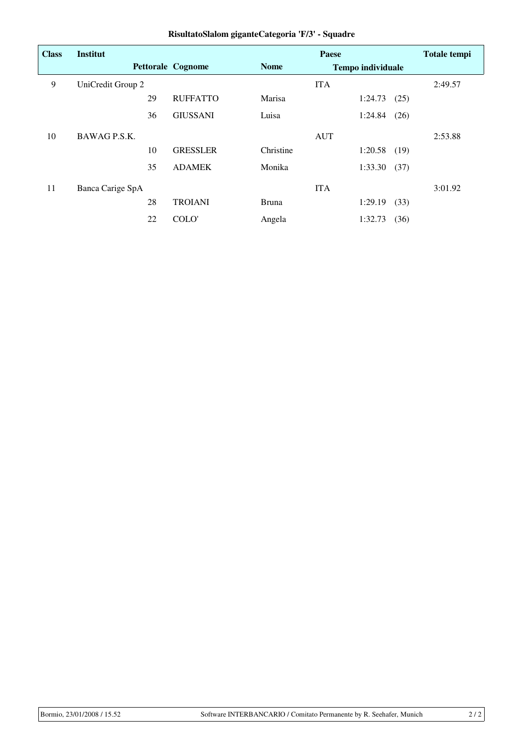**RisultatoSlalom giganteCategoria 'F/3' - Squadre**

| Class | Institut | | | | Paese | | Totale tempi |
|---|---|---|---|---|---|---|---|
| | | Pettorale | Cognome | Nome | Tempo individuale | | |
| 9 | UniCredit Group 2 | | | | ITA | | 2:49.57 |
| | | 29 | RUFFATTO | Marisa | 1:24.73 | (25) | |
| | | 36 | GIUSSANI | Luisa | 1:24.84 | (26) | |
| 10 | BAWAG P.S.K. | | | | AUT | | 2:53.88 |
| | | 10 | GRESSLER | Christine | 1:20.58 | (19) | |
| | | 35 | ADAMEK | Monika | 1:33.30 | (37) | |
| 11 | Banca Carige SpA | | | | ITA | | 3:01.92 |
| | | 28 | TROIANI | Bruna | 1:29.19 | (33) | |
| | | 22 | COLO' | Angela | 1:32.73 | (36) | |

Bormio, 23/01/2008 / 15.52 Software INTERBANCARIO / Comitato Permanente by R. Seehafer, Munich